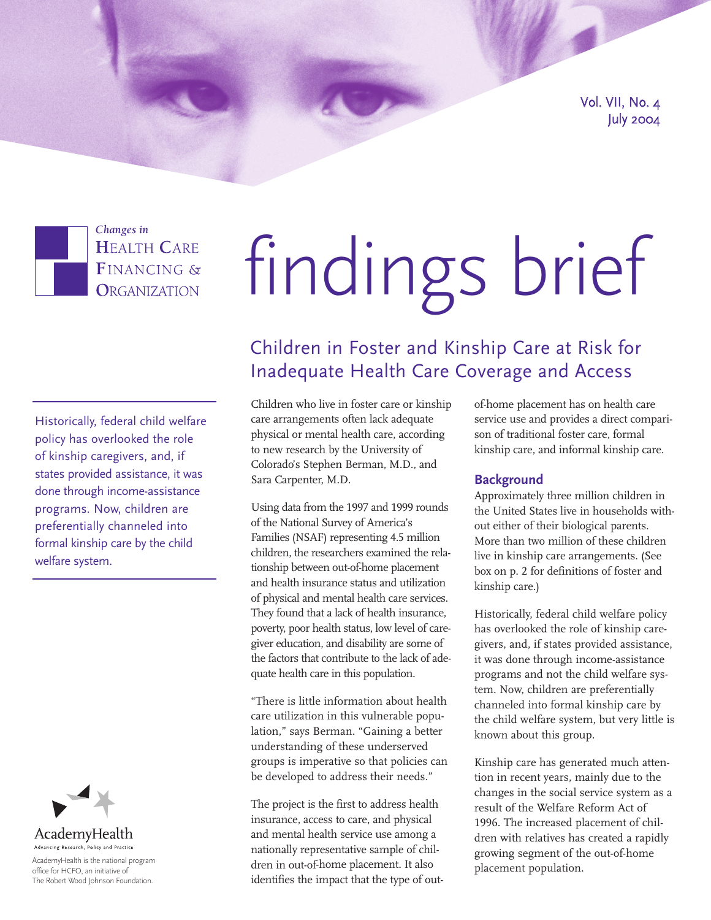Vol. VII, No. 4
July 2004

*Changes in*
HEALTH CARE FINANCING & ORGANIZATION

# findings brief

## Children in Foster and Kinship Care at Risk for Inadequate Health Care Coverage and Access

Historically, federal child welfare policy has overlooked the role of kinship caregivers, and, if states provided assistance, it was done through income-assistance programs. Now, children are preferentially channeled into formal kinship care by the child welfare system.

Children who live in foster care or kinship care arrangements often lack adequate physical or mental health care, according to new research by the University of Colorado's Stephen Berman, M.D., and Sara Carpenter, M.D.

Using data from the 1997 and 1999 rounds of the National Survey of America's Families (NSAF) representing 4.5 million children, the researchers examined the relationship between out-of-home placement and health insurance status and utilization of physical and mental health care services. They found that a lack of health insurance, poverty, poor health status, low level of caregiver education, and disability are some of the factors that contribute to the lack of adequate health care in this population.

"There is little information about health care utilization in this vulnerable population," says Berman. "Gaining a better understanding of these underserved groups is imperative so that policies can be developed to address their needs."

The project is the first to address health insurance, access to care, and physical and mental health service use among a nationally representative sample of children in out-of-home placement. It also identifies the impact that the type of out-of-home placement has on health care service use and provides a direct comparison of traditional foster care, formal kinship care, and informal kinship care.

### Background

Approximately three million children in the United States live in households without either of their biological parents. More than two million of these children live in kinship care arrangements. (See box on p. 2 for definitions of foster and kinship care.)

Historically, federal child welfare policy has overlooked the role of kinship caregivers, and, if states provided assistance, it was done through income-assistance programs and not the child welfare system. Now, children are preferentially channeled into formal kinship care by the child welfare system, but very little is known about this group.

Kinship care has generated much attention in recent years, mainly due to the changes in the social service system as a result of the Welfare Reform Act of 1996. The increased placement of children with relatives has created a rapidly growing segment of the out-of-home placement population.

AcademyHealth
Advancing Research, Policy and Practice

AcademyHealth is the national program office for HCFO, an initiative of The Robert Wood Johnson Foundation.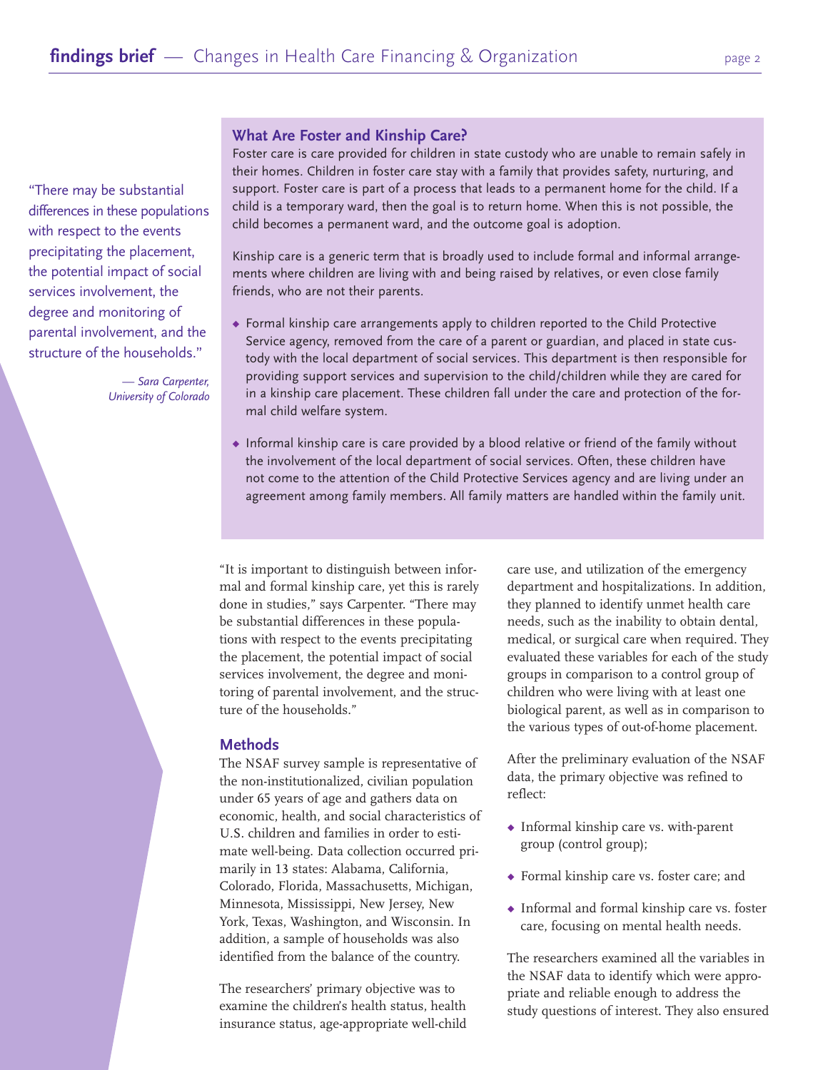> "There may be substantial differences in these populations with respect to the events precipitating the placement, the potential impact of social services involvement, the degree and monitoring of parental involvement, and the structure of the households."
>
> *— Sara Carpenter, University of Colorado*

### What Are Foster and Kinship Care?

Foster care is care provided for children in state custody who are unable to remain safely in their homes. Children in foster care stay with a family that provides safety, nurturing, and support. Foster care is part of a process that leads to a permanent home for the child. If a child is a temporary ward, then the goal is to return home. When this is not possible, the child becomes a permanent ward, and the outcome goal is adoption.

Kinship care is a generic term that is broadly used to include formal and informal arrangements where children are living with and being raised by relatives, or even close family friends, who are not their parents.

- Formal kinship care arrangements apply to children reported to the Child Protective Service agency, removed from the care of a parent or guardian, and placed in state custody with the local department of social services. This department is then responsible for providing support services and supervision to the child/children while they are cared for in a kinship care placement. These children fall under the care and protection of the formal child welfare system.
- Informal kinship care is care provided by a blood relative or friend of the family without the involvement of the local department of social services. Often, these children have not come to the attention of the Child Protective Services agency and are living under an agreement among family members. All family matters are handled within the family unit.

"It is important to distinguish between informal and formal kinship care, yet this is rarely done in studies," says Carpenter. "There may be substantial differences in these populations with respect to the events precipitating the placement, the potential impact of social services involvement, the degree and monitoring of parental involvement, and the structure of the households."

## Methods

The NSAF survey sample is representative of the non-institutionalized, civilian population under 65 years of age and gathers data on economic, health, and social characteristics of U.S. children and families in order to estimate well-being. Data collection occurred primarily in 13 states: Alabama, California, Colorado, Florida, Massachusetts, Michigan, Minnesota, Mississippi, New Jersey, New York, Texas, Washington, and Wisconsin. In addition, a sample of households was also identified from the balance of the country.

The researchers' primary objective was to examine the children's health status, health insurance status, age-appropriate well-child care use, and utilization of the emergency department and hospitalizations. In addition, they planned to identify unmet health care needs, such as the inability to obtain dental, medical, or surgical care when required. They evaluated these variables for each of the study groups in comparison to a control group of children who were living with at least one biological parent, as well as in comparison to the various types of out-of-home placement.

After the preliminary evaluation of the NSAF data, the primary objective was refined to reflect:

- Informal kinship care vs. with-parent group (control group);
- Formal kinship care vs. foster care; and
- Informal and formal kinship care vs. foster care, focusing on mental health needs.

The researchers examined all the variables in the NSAF data to identify which were appropriate and reliable enough to address the study questions of interest. They also ensured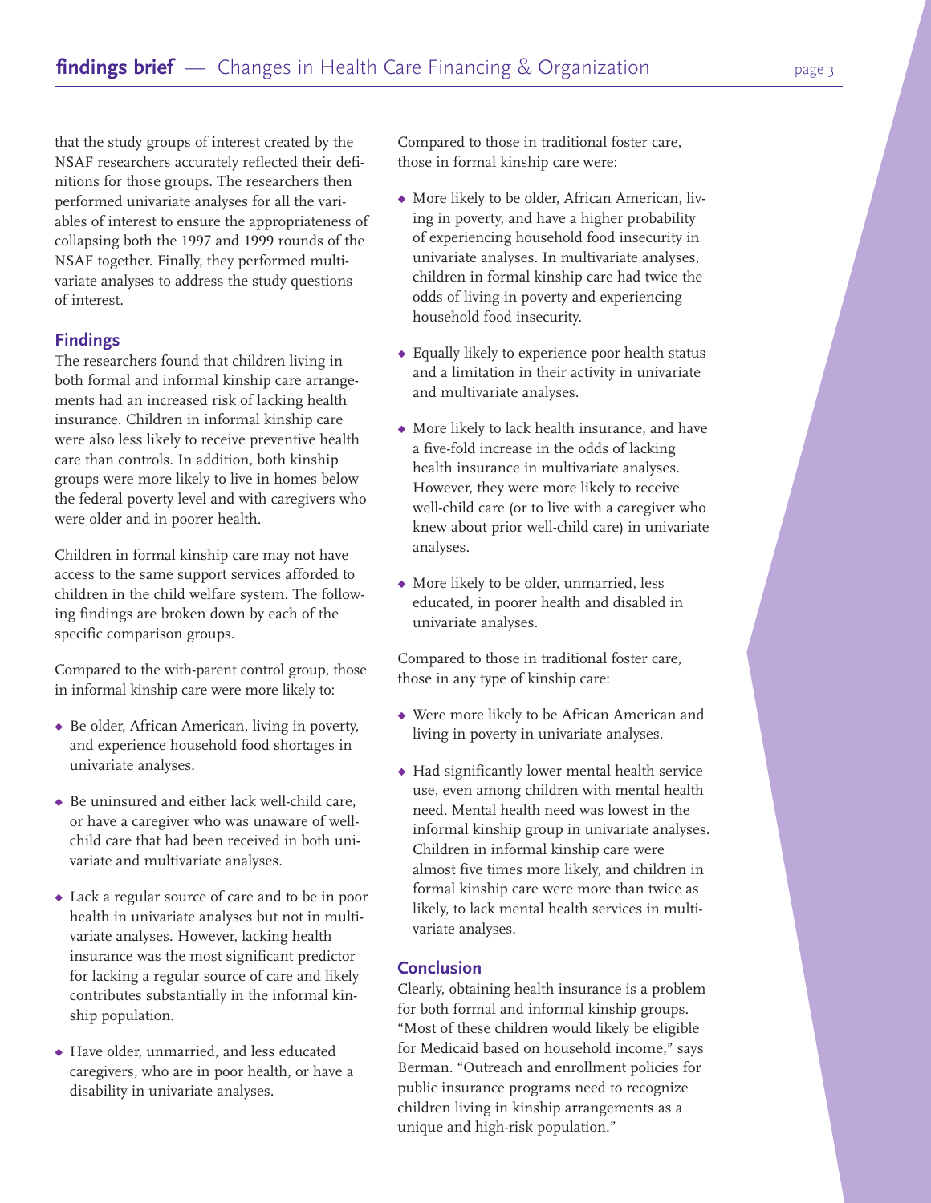that the study groups of interest created by the NSAF researchers accurately reflected their definitions for those groups. The researchers then performed univariate analyses for all the variables of interest to ensure the appropriateness of collapsing both the 1997 and 1999 rounds of the NSAF together. Finally, they performed multivariate analyses to address the study questions of interest.

## Findings

The researchers found that children living in both formal and informal kinship care arrangements had an increased risk of lacking health insurance. Children in informal kinship care were also less likely to receive preventive health care than controls. In addition, both kinship groups were more likely to live in homes below the federal poverty level and with caregivers who were older and in poorer health.

Children in formal kinship care may not have access to the same support services afforded to children in the child welfare system. The following findings are broken down by each of the specific comparison groups.

Compared to the with-parent control group, those in informal kinship care were more likely to:

- Be older, African American, living in poverty, and experience household food shortages in univariate analyses.
- Be uninsured and either lack well-child care, or have a caregiver who was unaware of well-child care that had been received in both univariate and multivariate analyses.
- Lack a regular source of care and to be in poor health in univariate analyses but not in multivariate analyses. However, lacking health insurance was the most significant predictor for lacking a regular source of care and likely contributes substantially in the informal kinship population.
- Have older, unmarried, and less educated caregivers, who are in poor health, or have a disability in univariate analyses.

Compared to those in traditional foster care, those in formal kinship care were:

- More likely to be older, African American, living in poverty, and have a higher probability of experiencing household food insecurity in univariate analyses. In multivariate analyses, children in formal kinship care had twice the odds of living in poverty and experiencing household food insecurity.
- Equally likely to experience poor health status and a limitation in their activity in univariate and multivariate analyses.
- More likely to lack health insurance, and have a five-fold increase in the odds of lacking health insurance in multivariate analyses. However, they were more likely to receive well-child care (or to live with a caregiver who knew about prior well-child care) in univariate analyses.
- More likely to be older, unmarried, less educated, in poorer health and disabled in univariate analyses.

Compared to those in traditional foster care, those in any type of kinship care:

- Were more likely to be African American and living in poverty in univariate analyses.
- Had significantly lower mental health service use, even among children with mental health need. Mental health need was lowest in the informal kinship group in univariate analyses. Children in informal kinship care were almost five times more likely, and children in formal kinship care were more than twice as likely, to lack mental health services in multivariate analyses.

## Conclusion

Clearly, obtaining health insurance is a problem for both formal and informal kinship groups. "Most of these children would likely be eligible for Medicaid based on household income," says Berman. "Outreach and enrollment policies for public insurance programs need to recognize children living in kinship arrangements as a unique and high-risk population."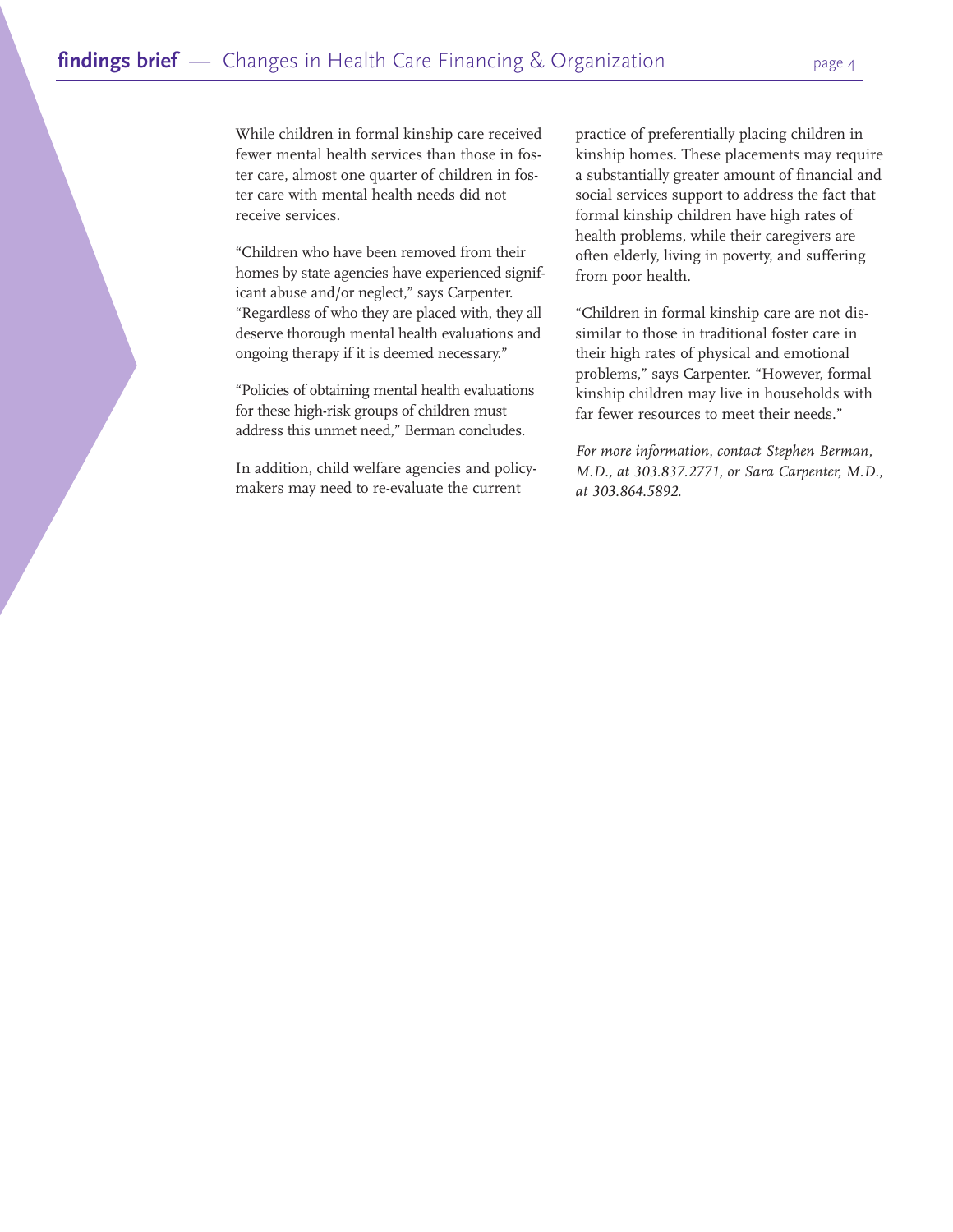While children in formal kinship care received fewer mental health services than those in foster care, almost one quarter of children in foster care with mental health needs did not receive services.

"Children who have been removed from their homes by state agencies have experienced significant abuse and/or neglect," says Carpenter. "Regardless of who they are placed with, they all deserve thorough mental health evaluations and ongoing therapy if it is deemed necessary."

"Policies of obtaining mental health evaluations for these high-risk groups of children must address this unmet need," Berman concludes.

In addition, child welfare agencies and policymakers may need to re-evaluate the current practice of preferentially placing children in kinship homes. These placements may require a substantially greater amount of financial and social services support to address the fact that formal kinship children have high rates of health problems, while their caregivers are often elderly, living in poverty, and suffering from poor health.

"Children in formal kinship care are not dissimilar to those in traditional foster care in their high rates of physical and emotional problems," says Carpenter. "However, formal kinship children may live in households with far fewer resources to meet their needs."

*For more information, contact Stephen Berman, M.D., at 303.837.2771, or Sara Carpenter, M.D., at 303.864.5892.*